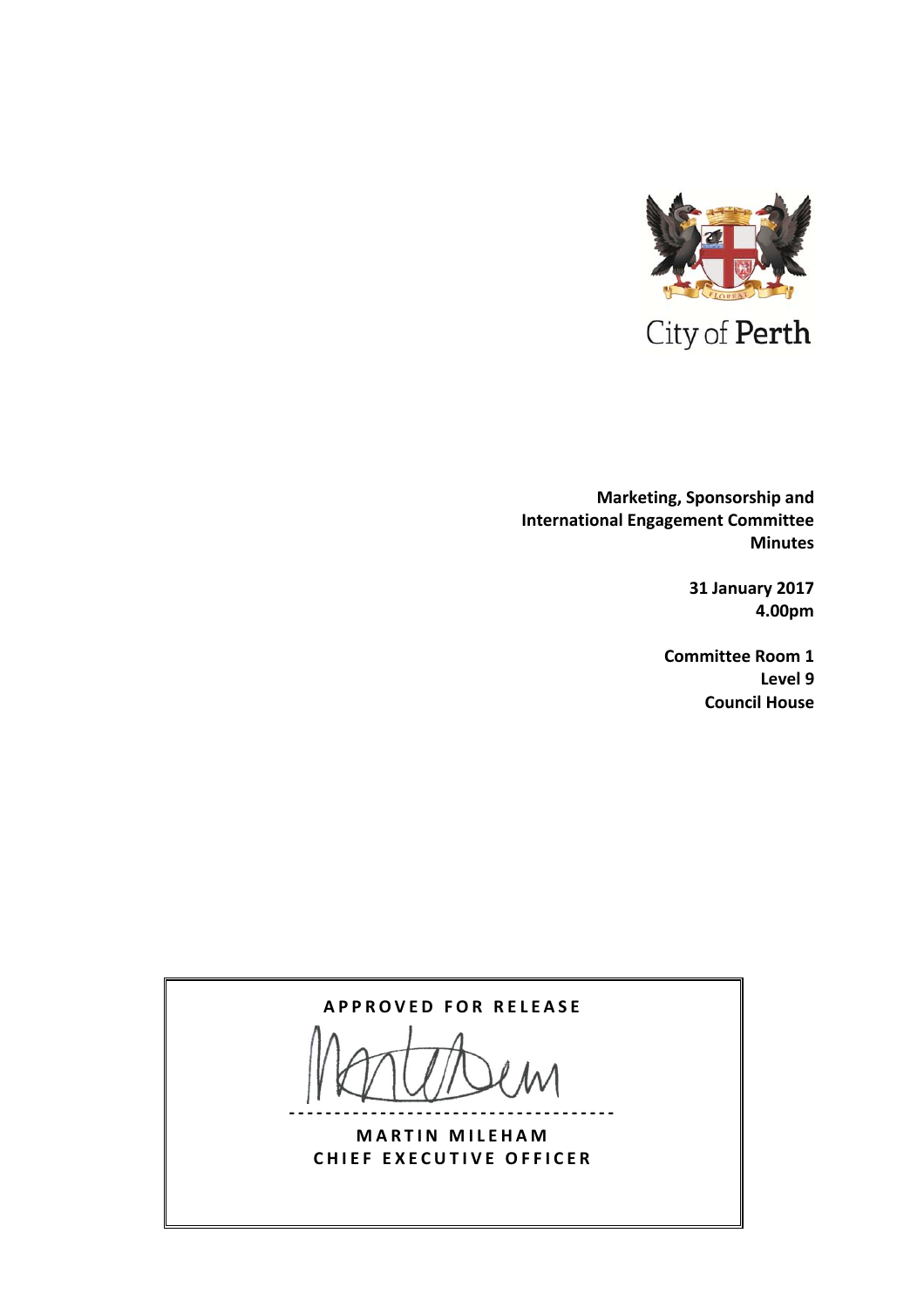City of Perth

**Marketing, Sponsorship and International Engagement Committee Minutes**

**31 January 2017**
**4.00pm**

**Committee Room 1**
**Level 9**
**Council House**

**APPROVED FOR RELEASE**

**MARTIN MILEHAM**
**CHIEF EXECUTIVE OFFICER**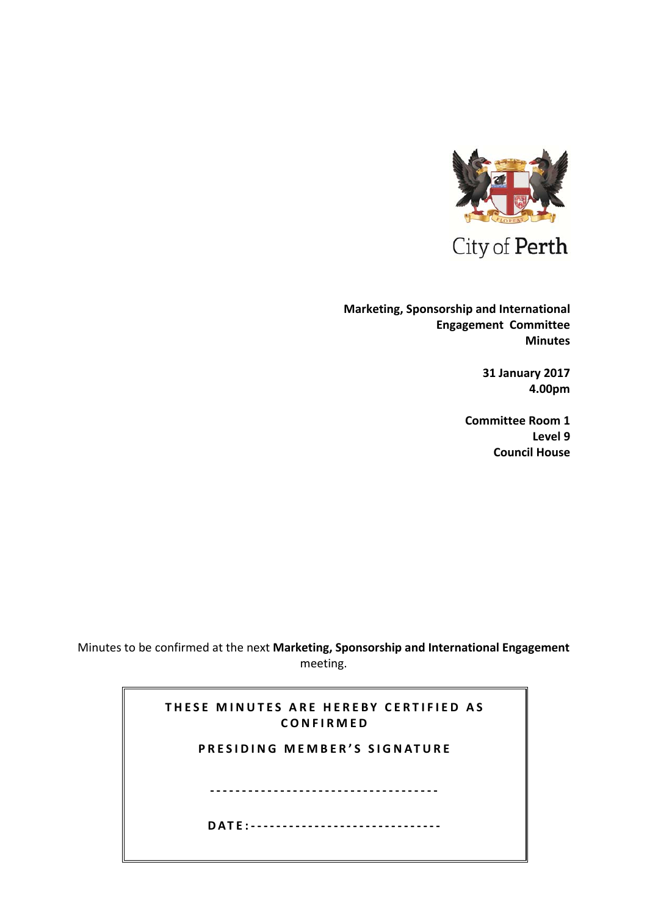City of Perth

**Marketing, Sponsorship and International Engagement Committee Minutes**

**31 January 2017**
**4.00pm**

**Committee Room 1**
**Level 9**
**Council House**

Minutes to be confirmed at the next **Marketing, Sponsorship and International Engagement** meeting.

**THESE MINUTES ARE HEREBY CERTIFIED AS CONFIRMED**

**PRESIDING MEMBER'S SIGNATURE**

------------------------------------

**DATE:**------------------------------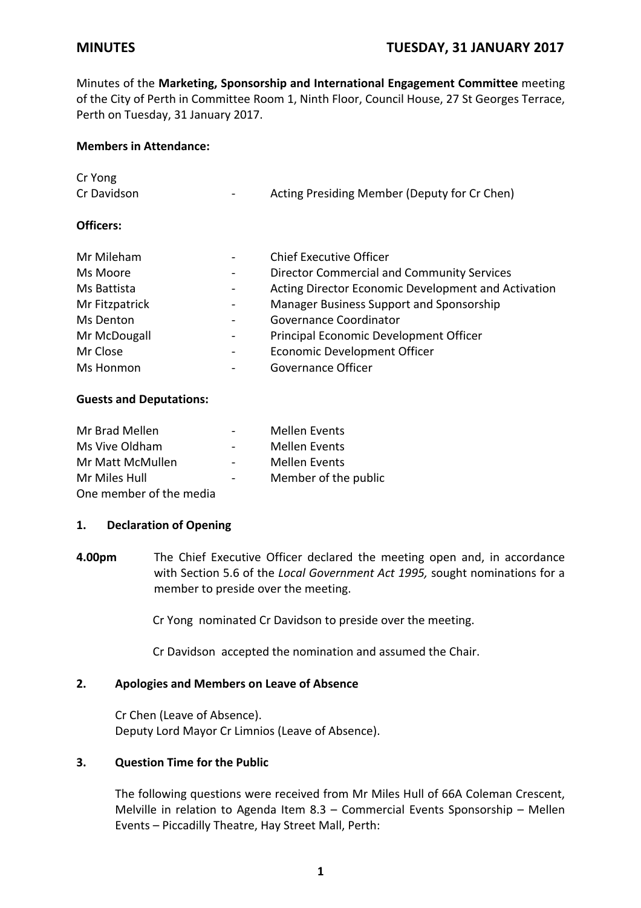**MINUTES** **TUESDAY, 31 JANUARY 2017**

Minutes of the **Marketing, Sponsorship and International Engagement Committee** meeting of the City of Perth in Committee Room 1, Ninth Floor, Council House, 27 St Georges Terrace, Perth on Tuesday, 31 January 2017.

**Members in Attendance:**

| | | |
|---|---|---|
| Cr Yong | | |
| Cr Davidson | - | Acting Presiding Member (Deputy for Cr Chen) |

**Officers:**

| | | |
|---|---|---|
| Mr Mileham | - | Chief Executive Officer |
| Ms Moore | - | Director Commercial and Community Services |
| Ms Battista | - | Acting Director Economic Development and Activation |
| Mr Fitzpatrick | - | Manager Business Support and Sponsorship |
| Ms Denton | - | Governance Coordinator |
| Mr McDougall | - | Principal Economic Development Officer |
| Mr Close | - | Economic Development Officer |
| Ms Honmon | - | Governance Officer |

**Guests and Deputations:**

| | | |
|---|---|---|
| Mr Brad Mellen | - | Mellen Events |
| Ms Vive Oldham | - | Mellen Events |
| Mr Matt McMullen | - | Mellen Events |
| Mr Miles Hull | - | Member of the public |
| One member of the media | | |

## 1. Declaration of Opening

**4.00pm** The Chief Executive Officer declared the meeting open and, in accordance with Section 5.6 of the *Local Government Act 1995,* sought nominations for a member to preside over the meeting.

Cr Yong nominated Cr Davidson to preside over the meeting.

Cr Davidson accepted the nomination and assumed the Chair.

## 2. Apologies and Members on Leave of Absence

Cr Chen (Leave of Absence).
Deputy Lord Mayor Cr Limnios (Leave of Absence).

## 3. Question Time for the Public

The following questions were received from Mr Miles Hull of 66A Coleman Crescent, Melville in relation to Agenda Item 8.3 – Commercial Events Sponsorship – Mellen Events – Piccadilly Theatre, Hay Street Mall, Perth: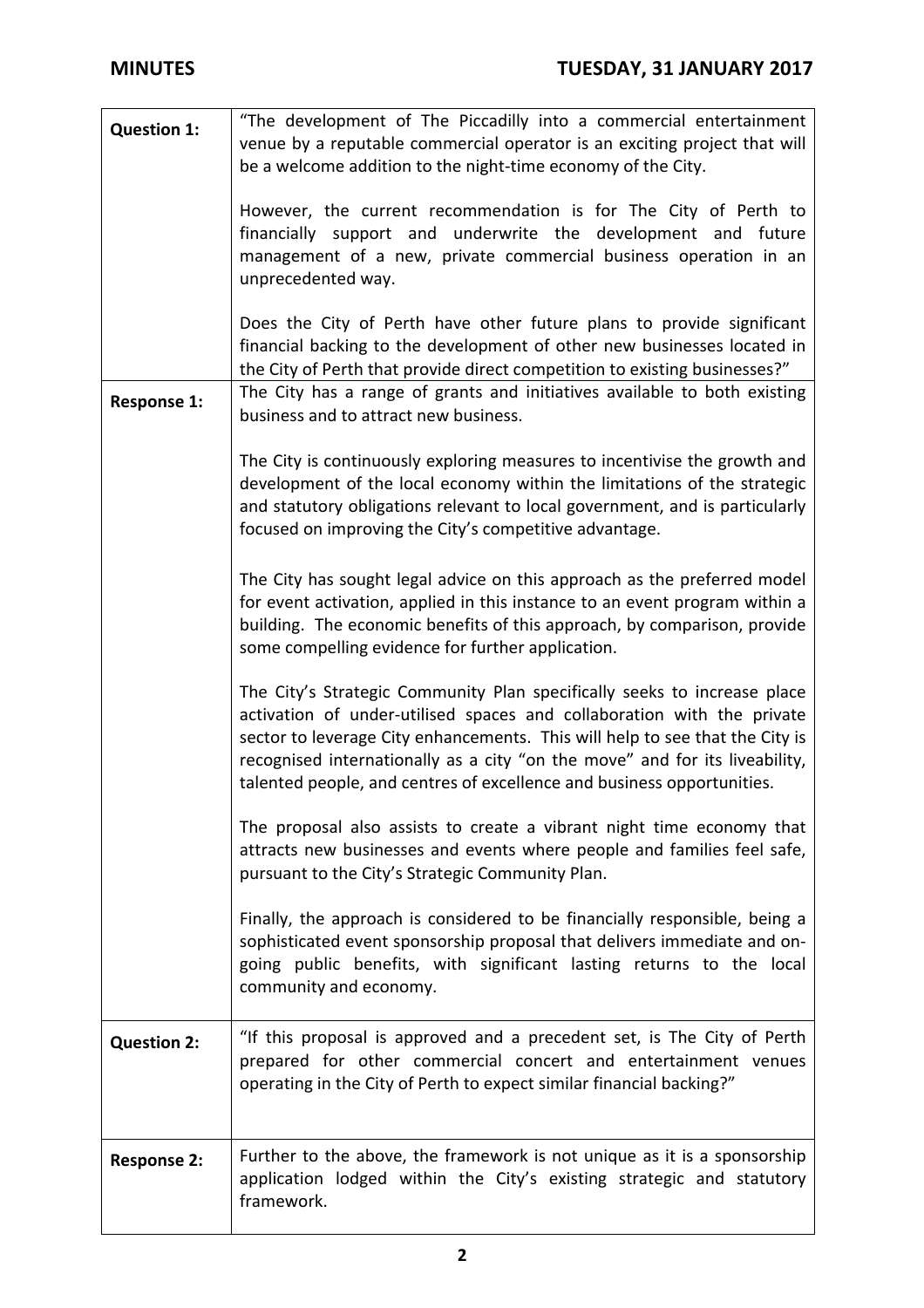| | |
|---|---|
| **Question 1:** | "The development of The Piccadilly into a commercial entertainment venue by a reputable commercial operator is an exciting project that will be a welcome addition to the night-time economy of the City.<br><br>However, the current recommendation is for The City of Perth to financially support and underwrite the development and future management of a new, private commercial business operation in an unprecedented way.<br><br>Does the City of Perth have other future plans to provide significant financial backing to the development of other new businesses located in the City of Perth that provide direct competition to existing businesses?" |
| **Response 1:** | The City has a range of grants and initiatives available to both existing business and to attract new business.<br><br>The City is continuously exploring measures to incentivise the growth and development of the local economy within the limitations of the strategic and statutory obligations relevant to local government, and is particularly focused on improving the City's competitive advantage.<br><br>The City has sought legal advice on this approach as the preferred model for event activation, applied in this instance to an event program within a building. The economic benefits of this approach, by comparison, provide some compelling evidence for further application.<br><br>The City's Strategic Community Plan specifically seeks to increase place activation of under-utilised spaces and collaboration with the private sector to leverage City enhancements. This will help to see that the City is recognised internationally as a city "on the move" and for its liveability, talented people, and centres of excellence and business opportunities.<br><br>The proposal also assists to create a vibrant night time economy that attracts new businesses and events where people and families feel safe, pursuant to the City's Strategic Community Plan.<br><br>Finally, the approach is considered to be financially responsible, being a sophisticated event sponsorship proposal that delivers immediate and on-going public benefits, with significant lasting returns to the local community and economy. |
| **Question 2:** | "If this proposal is approved and a precedent set, is The City of Perth prepared for other commercial concert and entertainment venues operating in the City of Perth to expect similar financial backing?" |
| **Response 2:** | Further to the above, the framework is not unique as it is a sponsorship application lodged within the City's existing strategic and statutory framework. |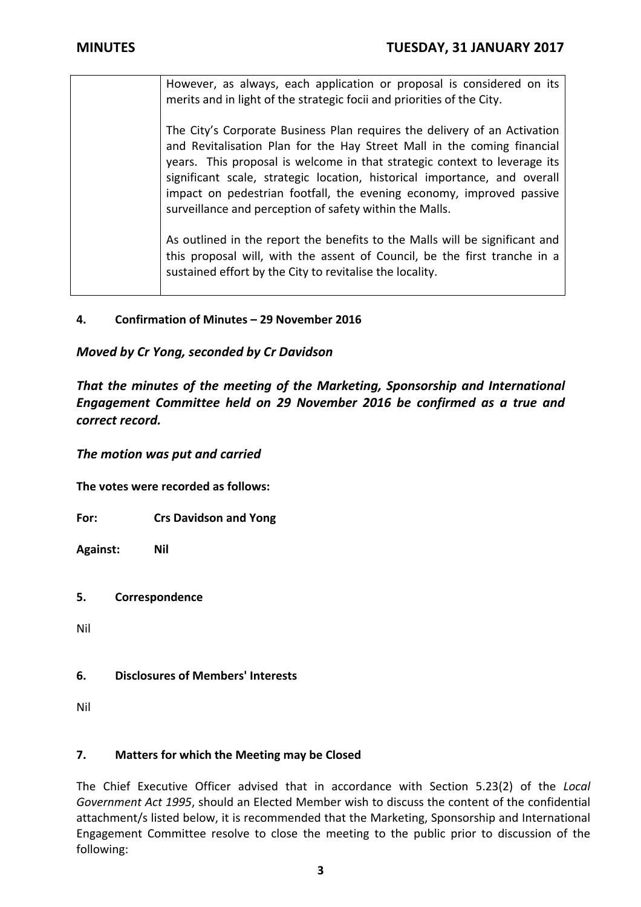| | However, as always, each application or proposal is considered on its merits and in light of the strategic focii and priorities of the City.<br><br>The City's Corporate Business Plan requires the delivery of an Activation and Revitalisation Plan for the Hay Street Mall in the coming financial years. This proposal is welcome in that strategic context to leverage its significant scale, strategic location, historical importance, and overall impact on pedestrian footfall, the evening economy, improved passive surveillance and perception of safety within the Malls.<br><br>As outlined in the report the benefits to the Malls will be significant and this proposal will, with the assent of Council, be the first tranche in a sustained effort by the City to revitalise the locality. |
|---|---|

## 4. Confirmation of Minutes – 29 November 2016

***Moved by Cr Yong, seconded by Cr Davidson***

***That the minutes of the meeting of the Marketing, Sponsorship and International Engagement Committee held on 29 November 2016 be confirmed as a true and correct record.***

***The motion was put and carried***

**The votes were recorded as follows:**

**For: Crs Davidson and Yong**

**Against: Nil**

## 5. Correspondence

Nil

## 6. Disclosures of Members' Interests

Nil

## 7. Matters for which the Meeting may be Closed

The Chief Executive Officer advised that in accordance with Section 5.23(2) of the *Local Government Act 1995*, should an Elected Member wish to discuss the content of the confidential attachment/s listed below, it is recommended that the Marketing, Sponsorship and International Engagement Committee resolve to close the meeting to the public prior to discussion of the following: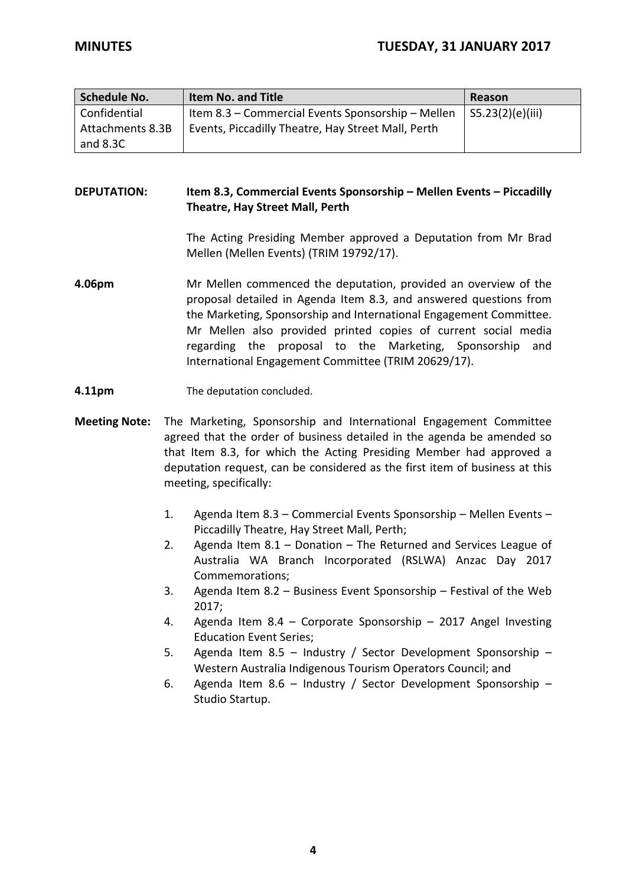| Schedule No. | Item No. and Title | Reason |
|---|---|---|
| Confidential Attachments 8.3B and 8.3C | Item 8.3 – Commercial Events Sponsorship – Mellen Events, Piccadilly Theatre, Hay Street Mall, Perth | S5.23(2)(e)(iii) |

**DEPUTATION:** **Item 8.3, Commercial Events Sponsorship – Mellen Events – Piccadilly Theatre, Hay Street Mall, Perth**

The Acting Presiding Member approved a Deputation from Mr Brad Mellen (Mellen Events) (TRIM 19792/17).

**4.06pm** Mr Mellen commenced the deputation, provided an overview of the proposal detailed in Agenda Item 8.3, and answered questions from the Marketing, Sponsorship and International Engagement Committee. Mr Mellen also provided printed copies of current social media regarding the proposal to the Marketing, Sponsorship and International Engagement Committee (TRIM 20629/17).

**4.11pm** The deputation concluded.

**Meeting Note:** The Marketing, Sponsorship and International Engagement Committee agreed that the order of business detailed in the agenda be amended so that Item 8.3, for which the Acting Presiding Member had approved a deputation request, can be considered as the first item of business at this meeting, specifically:

1. Agenda Item 8.3 – Commercial Events Sponsorship – Mellen Events – Piccadilly Theatre, Hay Street Mall, Perth;
2. Agenda Item 8.1 – Donation – The Returned and Services League of Australia WA Branch Incorporated (RSLWA) Anzac Day 2017 Commemorations;
3. Agenda Item 8.2 – Business Event Sponsorship – Festival of the Web 2017;
4. Agenda Item 8.4 – Corporate Sponsorship – 2017 Angel Investing Education Event Series;
5. Agenda Item 8.5 – Industry / Sector Development Sponsorship – Western Australia Indigenous Tourism Operators Council; and
6. Agenda Item 8.6 – Industry / Sector Development Sponsorship – Studio Startup.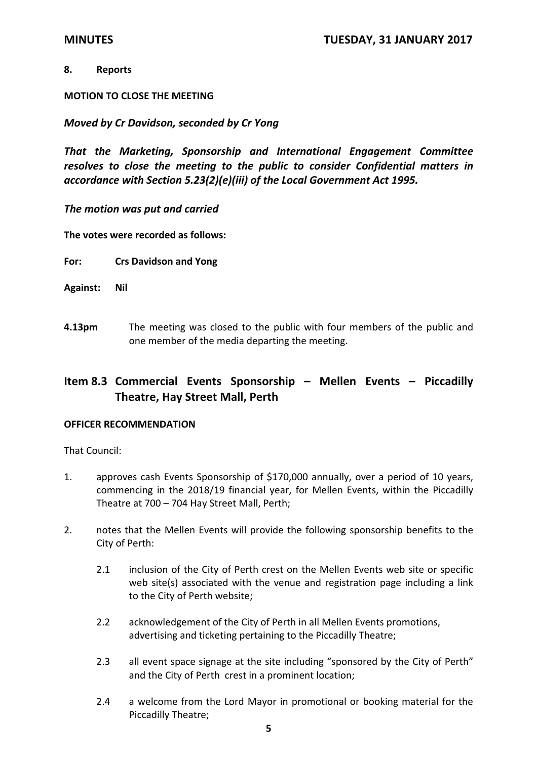## 8. Reports

**MOTION TO CLOSE THE MEETING**

***Moved by Cr Davidson, seconded by Cr Yong***

***That the Marketing, Sponsorship and International Engagement Committee resolves to close the meeting to the public to consider Confidential matters in accordance with Section 5.23(2)(e)(iii) of the Local Government Act 1995.***

***The motion was put and carried***

**The votes were recorded as follows:**

**For:** **Crs Davidson and Yong**

**Against:** **Nil**

**4.13pm** The meeting was closed to the public with four members of the public and one member of the media departing the meeting.

## Item 8.3 Commercial Events Sponsorship – Mellen Events – Piccadilly Theatre, Hay Street Mall, Perth

**OFFICER RECOMMENDATION**

That Council:

1. approves cash Events Sponsorship of $170,000 annually, over a period of 10 years, commencing in the 2018/19 financial year, for Mellen Events, within the Piccadilly Theatre at 700 – 704 Hay Street Mall, Perth;

2. notes that the Mellen Events will provide the following sponsorship benefits to the City of Perth:

    2.1 inclusion of the City of Perth crest on the Mellen Events web site or specific web site(s) associated with the venue and registration page including a link to the City of Perth website;

    2.2 acknowledgement of the City of Perth in all Mellen Events promotions, advertising and ticketing pertaining to the Piccadilly Theatre;

    2.3 all event space signage at the site including "sponsored by the City of Perth" and the City of Perth crest in a prominent location;

    2.4 a welcome from the Lord Mayor in promotional or booking material for the Piccadilly Theatre;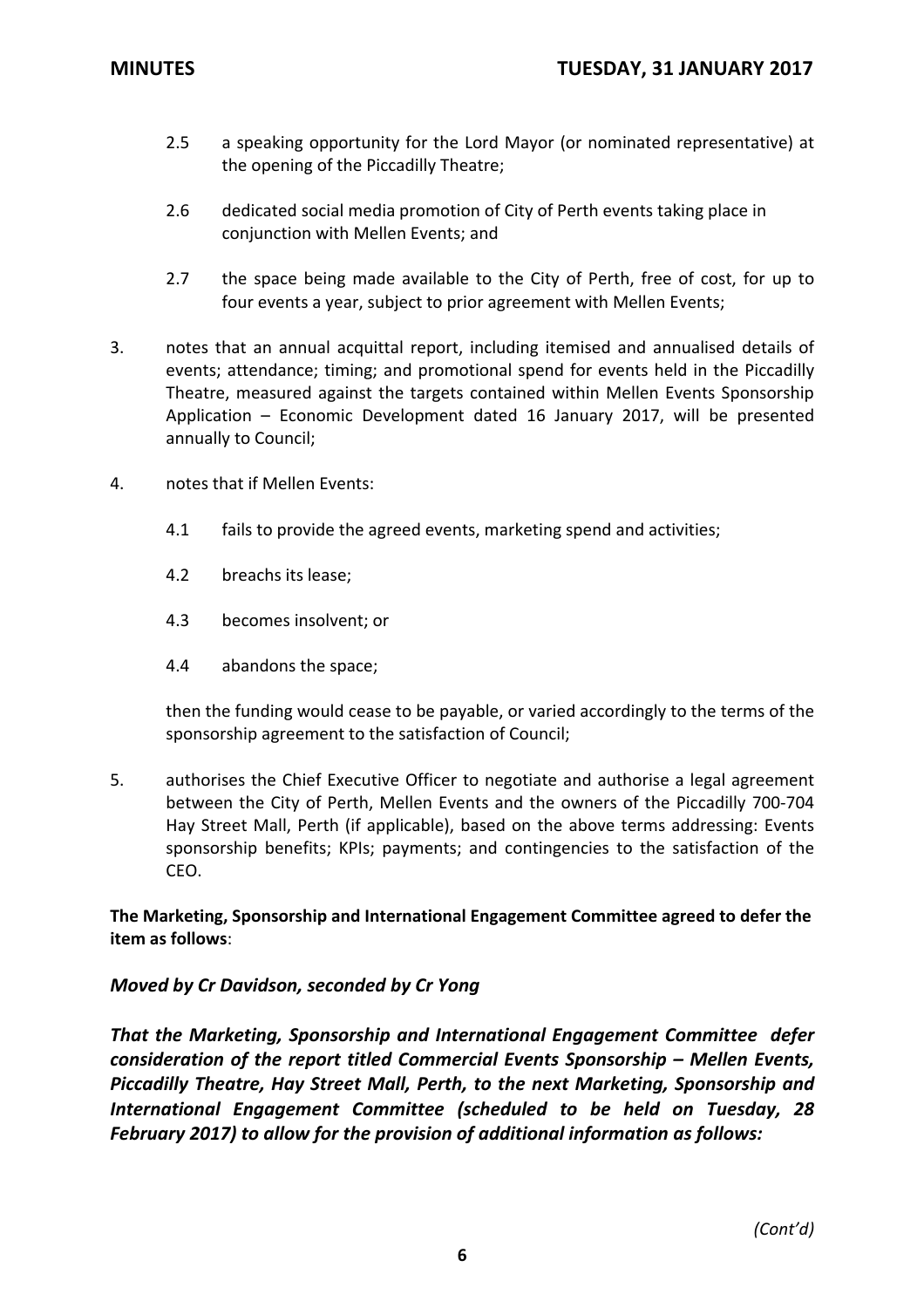2.5 a speaking opportunity for the Lord Mayor (or nominated representative) at the opening of the Piccadilly Theatre;

2.6 dedicated social media promotion of City of Perth events taking place in conjunction with Mellen Events; and

2.7 the space being made available to the City of Perth, free of cost, for up to four events a year, subject to prior agreement with Mellen Events;

3. notes that an annual acquittal report, including itemised and annualised details of events; attendance; timing; and promotional spend for events held in the Piccadilly Theatre, measured against the targets contained within Mellen Events Sponsorship Application – Economic Development dated 16 January 2017, will be presented annually to Council;

4. notes that if Mellen Events:

   4.1 fails to provide the agreed events, marketing spend and activities;

   4.2 breachs its lease;

   4.3 becomes insolvent; or

   4.4 abandons the space;

   then the funding would cease to be payable, or varied accordingly to the terms of the sponsorship agreement to the satisfaction of Council;

5. authorises the Chief Executive Officer to negotiate and authorise a legal agreement between the City of Perth, Mellen Events and the owners of the Piccadilly 700-704 Hay Street Mall, Perth (if applicable), based on the above terms addressing: Events sponsorship benefits; KPIs; payments; and contingencies to the satisfaction of the CEO.

**The Marketing, Sponsorship and International Engagement Committee agreed to defer the item as follows**:

***Moved by Cr Davidson, seconded by Cr Yong***

***That the Marketing, Sponsorship and International Engagement Committee defer consideration of the report titled Commercial Events Sponsorship – Mellen Events, Piccadilly Theatre, Hay Street Mall, Perth, to the next Marketing, Sponsorship and International Engagement Committee (scheduled to be held on Tuesday, 28 February 2017) to allow for the provision of additional information as follows:***

*(Cont'd)*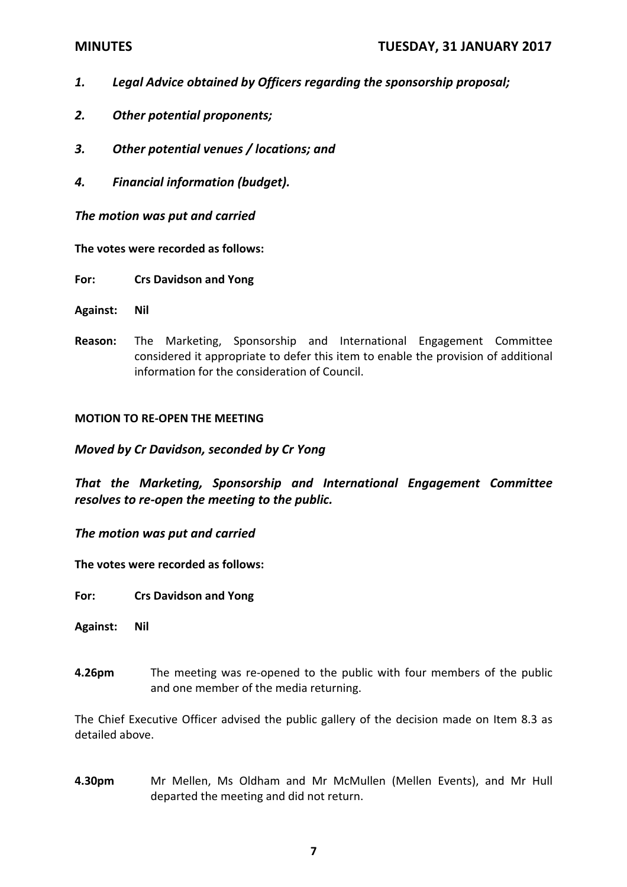1. ***Legal Advice obtained by Officers regarding the sponsorship proposal;***
2. ***Other potential proponents;***
3. ***Other potential venues / locations; and***
4. ***Financial information (budget).***

***The motion was put and carried***

**The votes were recorded as follows:**

**For: Crs Davidson and Yong**

**Against: Nil**

**Reason:** The Marketing, Sponsorship and International Engagement Committee considered it appropriate to defer this item to enable the provision of additional information for the consideration of Council.

**MOTION TO RE-OPEN THE MEETING**

***Moved by Cr Davidson, seconded by Cr Yong***

***That the Marketing, Sponsorship and International Engagement Committee resolves to re-open the meeting to the public.***

***The motion was put and carried***

**The votes were recorded as follows:**

**For: Crs Davidson and Yong**

**Against: Nil**

**4.26pm** The meeting was re-opened to the public with four members of the public and one member of the media returning.

The Chief Executive Officer advised the public gallery of the decision made on Item 8.3 as detailed above.

**4.30pm** Mr Mellen, Ms Oldham and Mr McMullen (Mellen Events), and Mr Hull departed the meeting and did not return.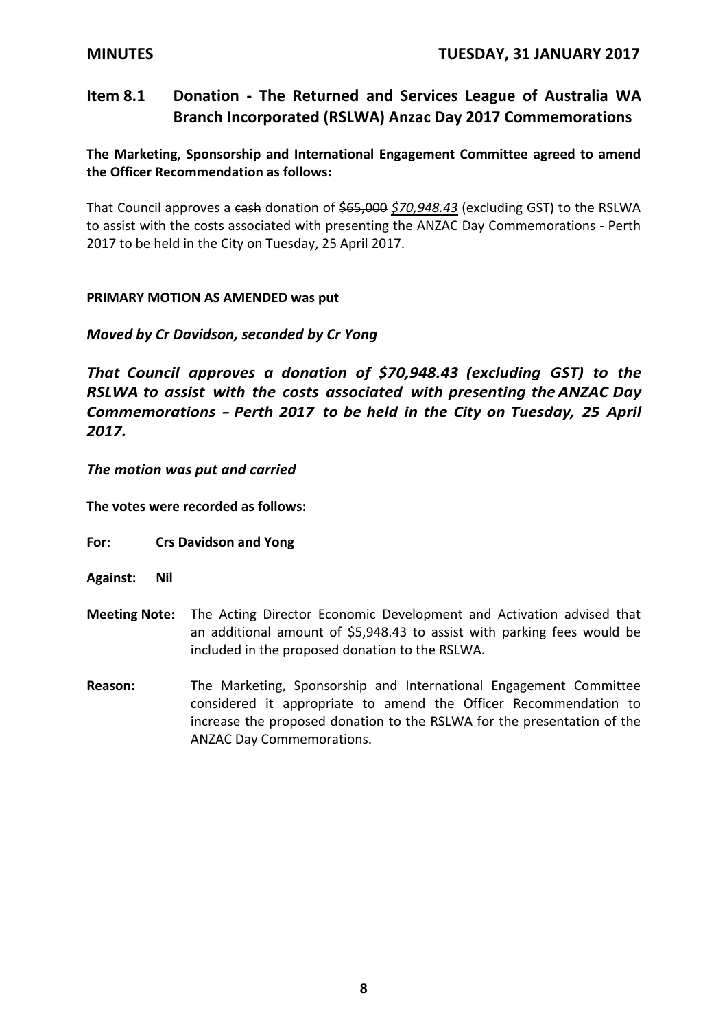## Item 8.1 Donation - The Returned and Services League of Australia WA Branch Incorporated (RSLWA) Anzac Day 2017 Commemorations

**The Marketing, Sponsorship and International Engagement Committee agreed to amend the Officer Recommendation as follows:**

That Council approves a ~~cash~~ donation of ~~$65,000~~ *$70,948.43* (excluding GST) to the RSLWA to assist with the costs associated with presenting the ANZAC Day Commemorations - Perth 2017 to be held in the City on Tuesday, 25 April 2017.

**PRIMARY MOTION AS AMENDED was put**

***Moved by Cr Davidson, seconded by Cr Yong***

***That Council approves a donation of $70,948.43 (excluding GST) to the RSLWA to assist with the costs associated with presenting the ANZAC Day Commemorations – Perth 2017 to be held in the City on Tuesday, 25 April 2017.***

***The motion was put and carried***

**The votes were recorded as follows:**

**For:** **Crs Davidson and Yong**

**Against:** **Nil**

**Meeting Note:** The Acting Director Economic Development and Activation advised that an additional amount of $5,948.43 to assist with parking fees would be included in the proposed donation to the RSLWA.

**Reason:** The Marketing, Sponsorship and International Engagement Committee considered it appropriate to amend the Officer Recommendation to increase the proposed donation to the RSLWA for the presentation of the ANZAC Day Commemorations.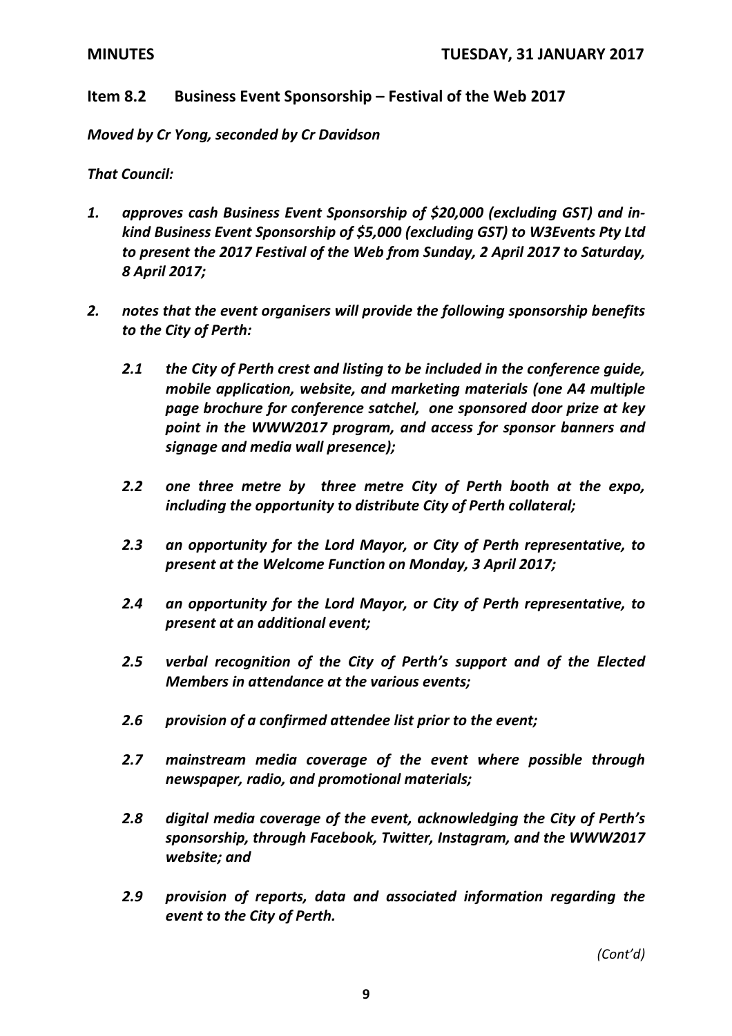## Item 8.2 Business Event Sponsorship – Festival of the Web 2017

***Moved by Cr Yong, seconded by Cr Davidson***

***That Council:***

1. ***approves cash Business Event Sponsorship of $20,000 (excluding GST) and in-kind Business Event Sponsorship of $5,000 (excluding GST) to W3Events Pty Ltd to present the 2017 Festival of the Web from Sunday, 2 April 2017 to Saturday, 8 April 2017;***

2. ***notes that the event organisers will provide the following sponsorship benefits to the City of Perth:***

   ***2.1 the City of Perth crest and listing to be included in the conference guide, mobile application, website, and marketing materials (one A4 multiple page brochure for conference satchel, one sponsored door prize at key point in the WWW2017 program, and access for sponsor banners and signage and media wall presence);***

   ***2.2 one three metre by three metre City of Perth booth at the expo, including the opportunity to distribute City of Perth collateral;***

   ***2.3 an opportunity for the Lord Mayor, or City of Perth representative, to present at the Welcome Function on Monday, 3 April 2017;***

   ***2.4 an opportunity for the Lord Mayor, or City of Perth representative, to present at an additional event;***

   ***2.5 verbal recognition of the City of Perth's support and of the Elected Members in attendance at the various events;***

   ***2.6 provision of a confirmed attendee list prior to the event;***

   ***2.7 mainstream media coverage of the event where possible through newspaper, radio, and promotional materials;***

   ***2.8 digital media coverage of the event, acknowledging the City of Perth's sponsorship, through Facebook, Twitter, Instagram, and the WWW2017 website; and***

   ***2.9 provision of reports, data and associated information regarding the event to the City of Perth.***

*(Cont'd)*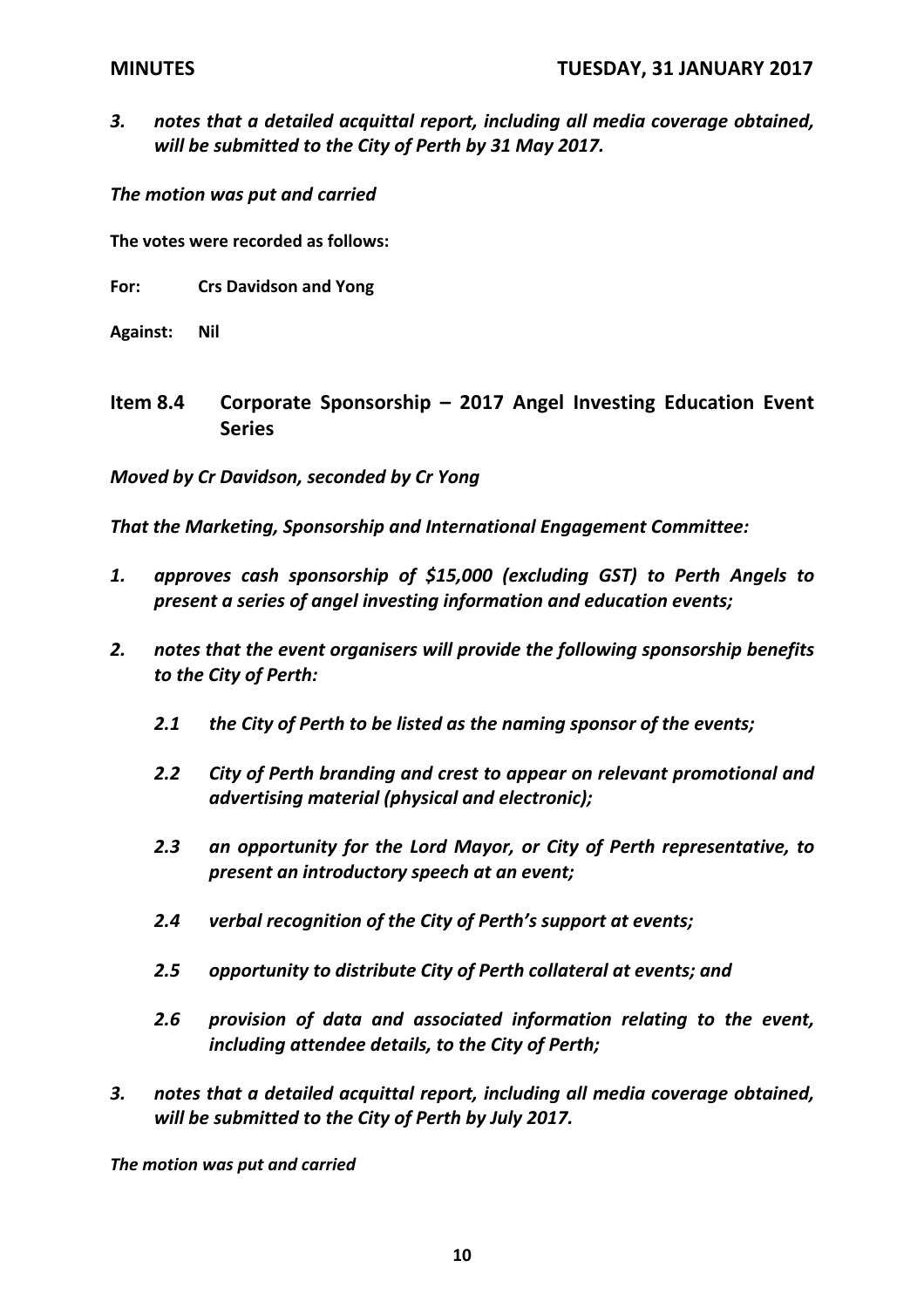*3. notes that a detailed acquittal report, including all media coverage obtained, will be submitted to the City of Perth by 31 May 2017.*

*The motion was put and carried*

**The votes were recorded as follows:**

**For: Crs Davidson and Yong**

**Against: Nil**

## Item 8.4 Corporate Sponsorship – 2017 Angel Investing Education Event Series

*Moved by Cr Davidson, seconded by Cr Yong*

*That the Marketing, Sponsorship and International Engagement Committee:*

***1. approves cash sponsorship of $15,000 (excluding GST) to Perth Angels to present a series of angel investing information and education events;***

***2. notes that the event organisers will provide the following sponsorship benefits to the City of Perth:***

- ***2.1 the City of Perth to be listed as the naming sponsor of the events;***
- ***2.2 City of Perth branding and crest to appear on relevant promotional and advertising material (physical and electronic);***
- ***2.3 an opportunity for the Lord Mayor, or City of Perth representative, to present an introductory speech at an event;***
- ***2.4 verbal recognition of the City of Perth's support at events;***
- ***2.5 opportunity to distribute City of Perth collateral at events; and***
- ***2.6 provision of data and associated information relating to the event, including attendee details, to the City of Perth;***

***3. notes that a detailed acquittal report, including all media coverage obtained, will be submitted to the City of Perth by July 2017.***

***The motion was put and carried***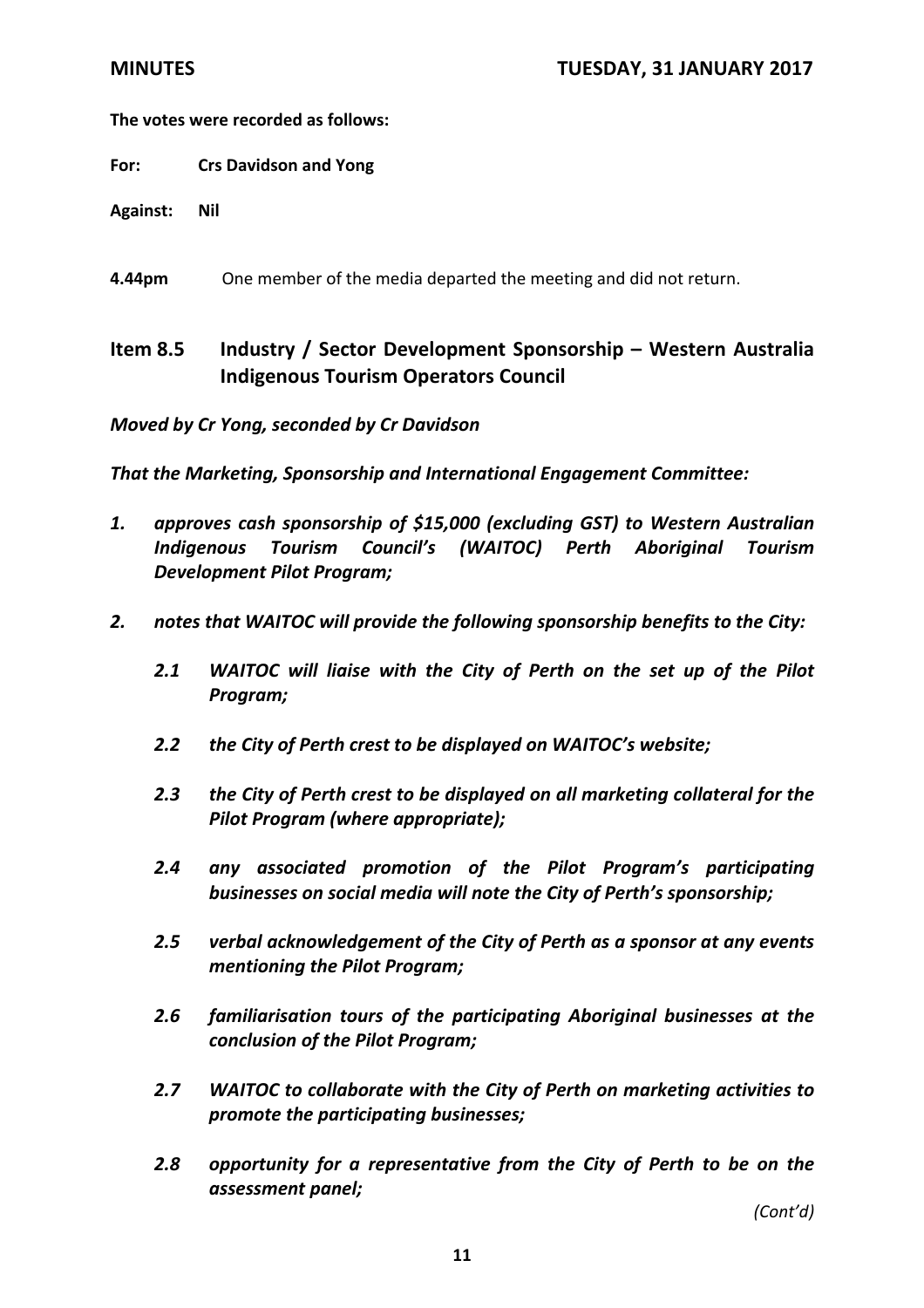**The votes were recorded as follows:**

**For:** **Crs Davidson and Yong**

**Against:** **Nil**

**4.44pm** One member of the media departed the meeting and did not return.

## Item 8.5 Industry / Sector Development Sponsorship – Western Australia Indigenous Tourism Operators Council

***Moved by Cr Yong, seconded by Cr Davidson***

***That the Marketing, Sponsorship and International Engagement Committee:***

***1. approves cash sponsorship of $15,000 (excluding GST) to Western Australian Indigenous Tourism Council's (WAITOC) Perth Aboriginal Tourism Development Pilot Program;***

***2. notes that WAITOC will provide the following sponsorship benefits to the City:***

***2.1 WAITOC will liaise with the City of Perth on the set up of the Pilot Program;***

***2.2 the City of Perth crest to be displayed on WAITOC's website;***

***2.3 the City of Perth crest to be displayed on all marketing collateral for the Pilot Program (where appropriate);***

***2.4 any associated promotion of the Pilot Program's participating businesses on social media will note the City of Perth's sponsorship;***

***2.5 verbal acknowledgement of the City of Perth as a sponsor at any events mentioning the Pilot Program;***

***2.6 familiarisation tours of the participating Aboriginal businesses at the conclusion of the Pilot Program;***

***2.7 WAITOC to collaborate with the City of Perth on marketing activities to promote the participating businesses;***

***2.8 opportunity for a representative from the City of Perth to be on the assessment panel;***

*(Cont'd)*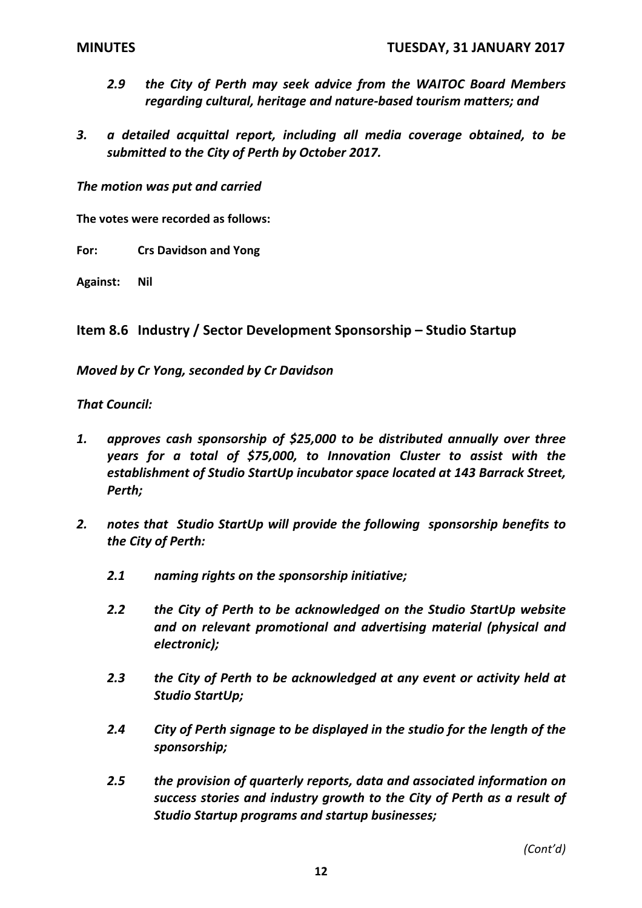*2.9 the City of Perth may seek advice from the WAITOC Board Members regarding cultural, heritage and nature-based tourism matters; and*

*3. a detailed acquittal report, including all media coverage obtained, to be submitted to the City of Perth by October 2017.*

*The motion was put and carried*

**The votes were recorded as follows:**

**For: Crs Davidson and Yong**

**Against: Nil**

## Item 8.6 Industry / Sector Development Sponsorship – Studio Startup

*Moved by Cr Yong, seconded by Cr Davidson*

*That Council:*

*1. approves cash sponsorship of $25,000 to be distributed annually over three years for a total of $75,000, to Innovation Cluster to assist with the establishment of Studio StartUp incubator space located at 143 Barrack Street, Perth;*

*2. notes that Studio StartUp will provide the following sponsorship benefits to the City of Perth:*

*2.1 naming rights on the sponsorship initiative;*

*2.2 the City of Perth to be acknowledged on the Studio StartUp website and on relevant promotional and advertising material (physical and electronic);*

*2.3 the City of Perth to be acknowledged at any event or activity held at Studio StartUp;*

*2.4 City of Perth signage to be displayed in the studio for the length of the sponsorship;*

*2.5 the provision of quarterly reports, data and associated information on success stories and industry growth to the City of Perth as a result of Studio Startup programs and startup businesses;*

*(Cont'd)*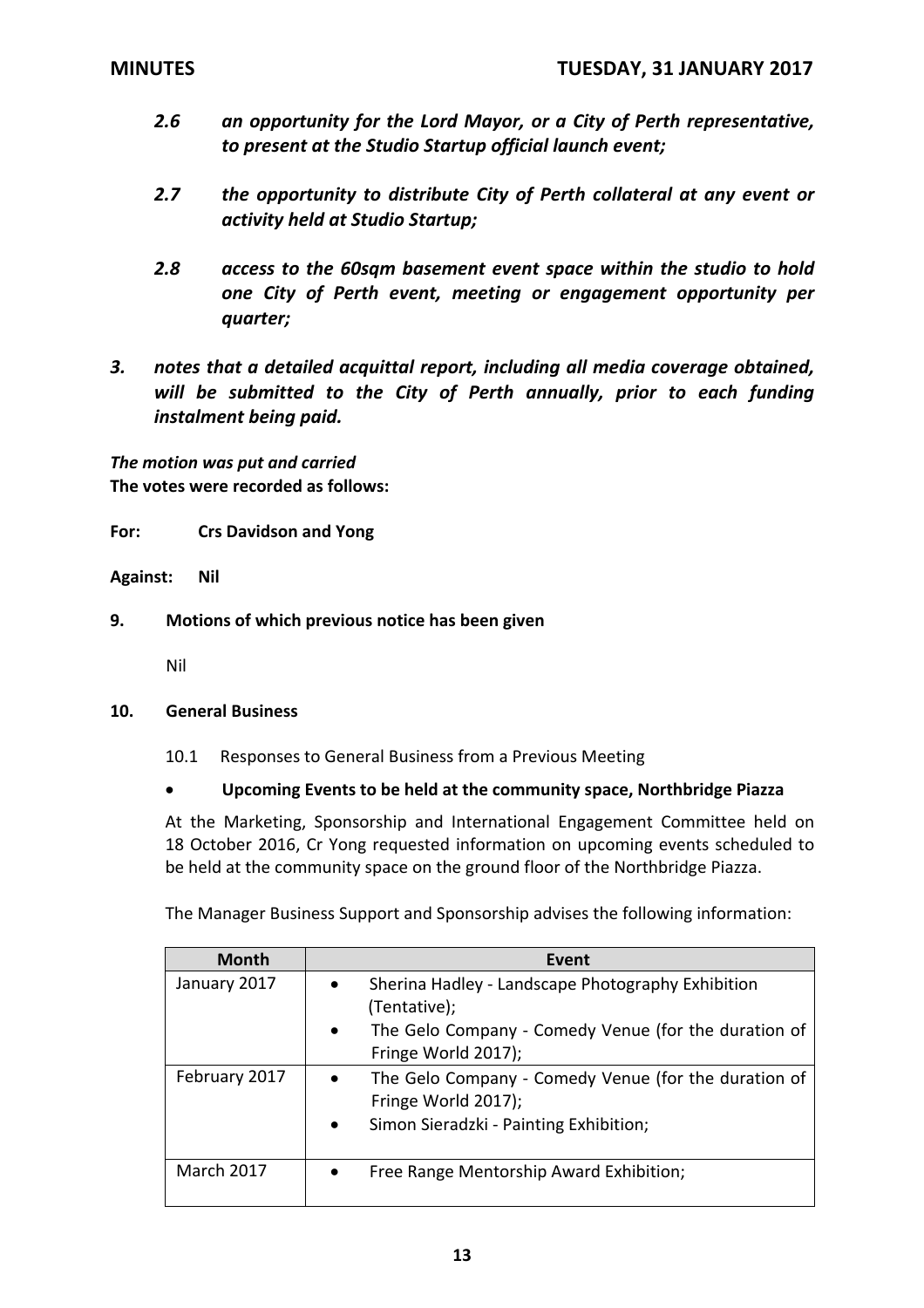*2.6 an opportunity for the Lord Mayor, or a City of Perth representative, to present at the Studio Startup official launch event;*

*2.7 the opportunity to distribute City of Perth collateral at any event or activity held at Studio Startup;*

*2.8 access to the 60sqm basement event space within the studio to hold one City of Perth event, meeting or engagement opportunity per quarter;*

*3. notes that a detailed acquittal report, including all media coverage obtained, will be submitted to the City of Perth annually, prior to each funding instalment being paid.*

***The motion was put and carried***
**The votes were recorded as follows:**

**For: Crs Davidson and Yong**

**Against: Nil**

## 9. Motions of which previous notice has been given

Nil

## 10. General Business

10.1 Responses to General Business from a Previous Meeting

- **Upcoming Events to be held at the community space, Northbridge Piazza**

At the Marketing, Sponsorship and International Engagement Committee held on 18 October 2016, Cr Yong requested information on upcoming events scheduled to be held at the community space on the ground floor of the Northbridge Piazza.

The Manager Business Support and Sponsorship advises the following information:

| Month | Event |
|---|---|
| January 2017 | • Sherina Hadley - Landscape Photography Exhibition (Tentative); • The Gelo Company - Comedy Venue (for the duration of Fringe World 2017); |
| February 2017 | • The Gelo Company - Comedy Venue (for the duration of Fringe World 2017); • Simon Sieradzki - Painting Exhibition; |
| March 2017 | • Free Range Mentorship Award Exhibition; |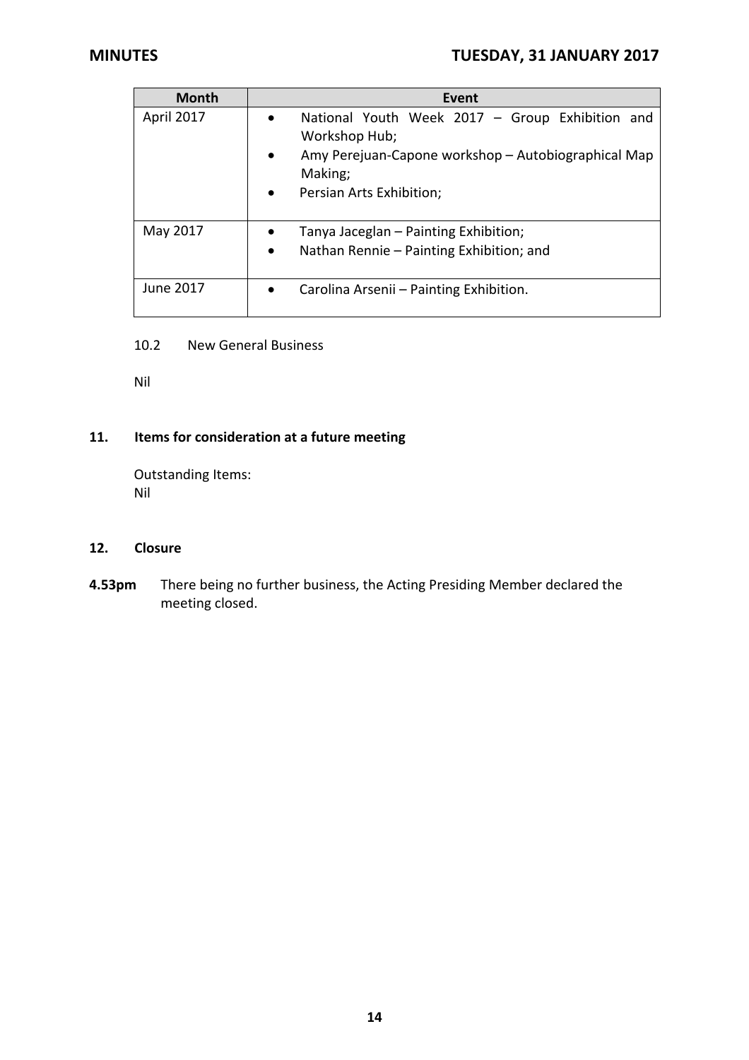| Month | Event |
|---|---|
| April 2017 | • National Youth Week 2017 – Group Exhibition and Workshop Hub; • Amy Perejuan-Capone workshop – Autobiographical Map Making; • Persian Arts Exhibition; |
| May 2017 | • Tanya Jaceglan – Painting Exhibition; • Nathan Rennie – Painting Exhibition; and |
| June 2017 | • Carolina Arsenii – Painting Exhibition. |

10.2 New General Business

Nil

## 11. Items for consideration at a future meeting

Outstanding Items:
Nil

## 12. Closure

**4.53pm** There being no further business, the Acting Presiding Member declared the meeting closed.